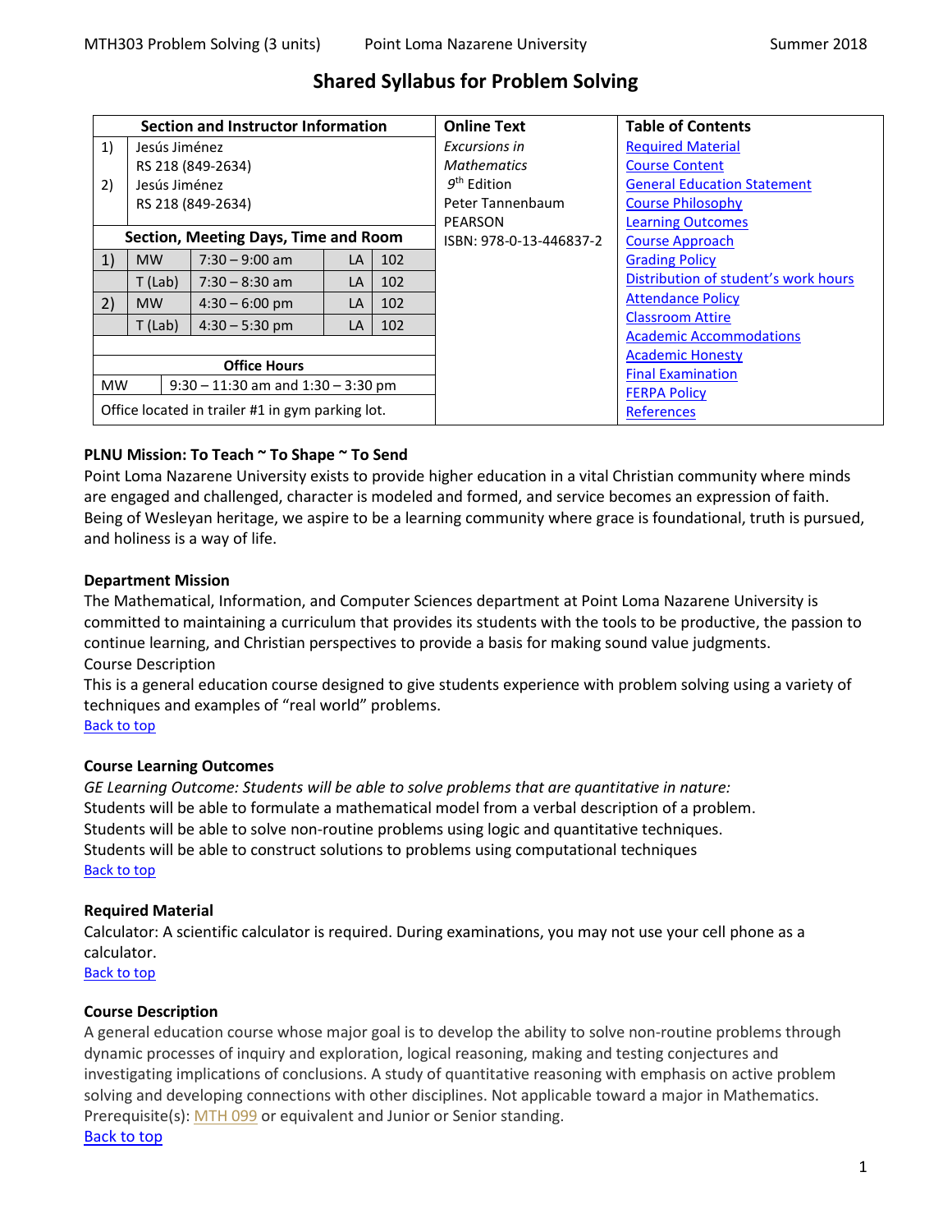# Shared Syllabus for Problem Solving

| Section and Instructor Information | | | | | Online Text | Table of Contents |
|---|---|---|---|---|---|---|
| 1) | Jesús Jiménez<br>RS 218 (849-2634) | | | | *Excursions in Mathematics*<br>9th Edition<br>Peter Tannenbaum<br>PEARSON<br>ISBN: 978-0-13-446837-2 | [Required Material](#)<br>[Course Content](#)<br>[General Education Statement](#)<br>[Course Philosophy](#)<br>[Learning Outcomes](#)<br>[Course Approach](#)<br>[Grading Policy](#)<br>[Distribution of student's work hours](#)<br>[Attendance Policy](#)<br>[Classroom Attire](#)<br>[Academic Accommodations](#)<br>[Academic Honesty](#)<br>[Final Examination](#)<br>[FERPA Policy](#)<br>[References](#) |
| 2) | Jesús Jiménez<br>RS 218 (849-2634) | | | | | |
| **Section, Meeting Days, Time and Room** | | | | | | |
| 1) | MW | 7:30 – 9:00 am | LA | 102 | | |
| | T (Lab) | 7:30 – 8:30 am | LA | 102 | | |
| 2) | MW | 4:30 – 6:00 pm | LA | 102 | | |
| | T (Lab) | 4:30 – 5:30 pm | LA | 102 | | |
| **Office Hours** | | | | | | |
| MW | 9:30 – 11:30 am and 1:30 – 3:30 pm | | | | | |
| Office located in trailer #1 in gym parking lot. | | | | | | |

**PLNU Mission: To Teach ~ To Shape ~ To Send**

Point Loma Nazarene University exists to provide higher education in a vital Christian community where minds are engaged and challenged, character is modeled and formed, and service becomes an expression of faith. Being of Wesleyan heritage, we aspire to be a learning community where grace is foundational, truth is pursued, and holiness is a way of life.

**Department Mission**

The Mathematical, Information, and Computer Sciences department at Point Loma Nazarene University is committed to maintaining a curriculum that provides its students with the tools to be productive, the passion to continue learning, and Christian perspectives to provide a basis for making sound value judgments.

Course Description

This is a general education course designed to give students experience with problem solving using a variety of techniques and examples of "real world" problems.

[Back to top](#)

**Course Learning Outcomes**

*GE Learning Outcome: Students will be able to solve problems that are quantitative in nature:*

Students will be able to formulate a mathematical model from a verbal description of a problem.

Students will be able to solve non-routine problems using logic and quantitative techniques.

Students will be able to construct solutions to problems using computational techniques

[Back to top](#)

**Required Material**

Calculator: A scientific calculator is required. During examinations, you may not use your cell phone as a calculator.

[Back to top](#)

**Course Description**

A general education course whose major goal is to develop the ability to solve non-routine problems through dynamic processes of inquiry and exploration, logical reasoning, making and testing conjectures and investigating implications of conclusions. A study of quantitative reasoning with emphasis on active problem solving and developing connections with other disciplines. Not applicable toward a major in Mathematics. Prerequisite(s): [MTH 099](#) or equivalent and Junior or Senior standing.

[Back to top](#)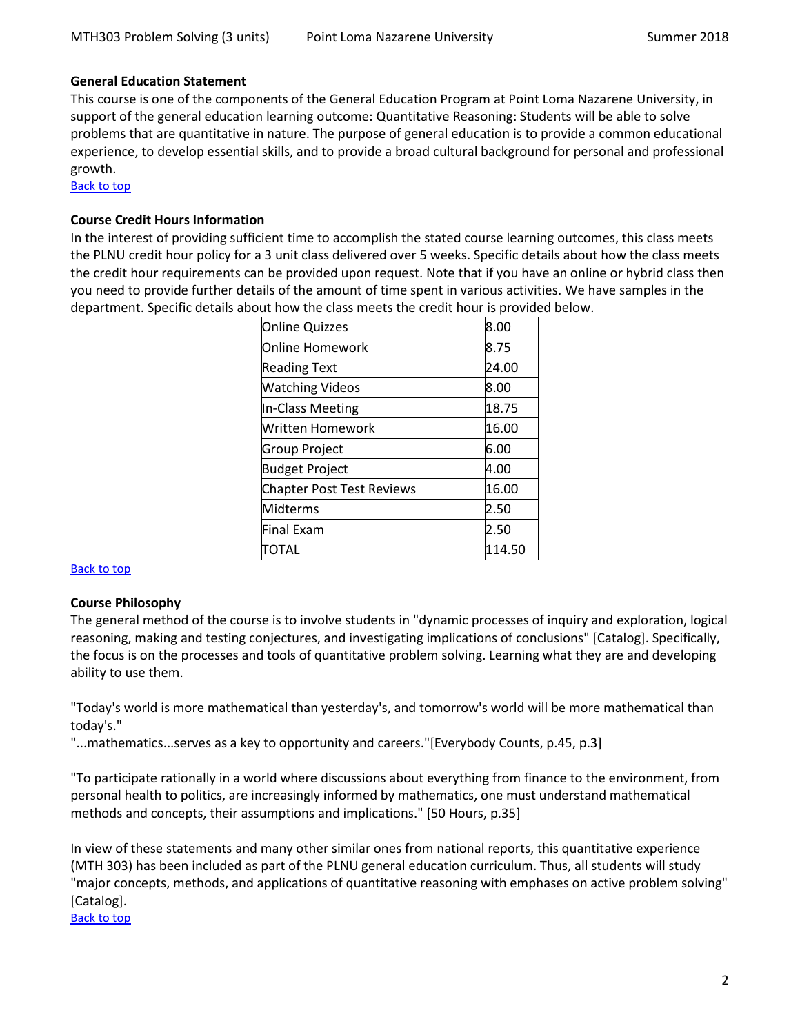**General Education Statement**

This course is one of the components of the General Education Program at Point Loma Nazarene University, in support of the general education learning outcome: Quantitative Reasoning: Students will be able to solve problems that are quantitative in nature. The purpose of general education is to provide a common educational experience, to develop essential skills, and to provide a broad cultural background for personal and professional growth.

[Back to top]

**Course Credit Hours Information**

In the interest of providing sufficient time to accomplish the stated course learning outcomes, this class meets the PLNU credit hour policy for a 3 unit class delivered over 5 weeks. Specific details about how the class meets the credit hour requirements can be provided upon request. Note that if you have an online or hybrid class then you need to provide further details of the amount of time spent in various activities. We have samples in the department. Specific details about how the class meets the credit hour is provided below.

| | |
|---|---|
| Online Quizzes | 8.00 |
| Online Homework | 8.75 |
| Reading Text | 24.00 |
| Watching Videos | 8.00 |
| In-Class Meeting | 18.75 |
| Written Homework | 16.00 |
| Group Project | 6.00 |
| Budget Project | 4.00 |
| Chapter Post Test Reviews | 16.00 |
| Midterms | 2.50 |
| Final Exam | 2.50 |
| TOTAL | 114.50 |

[Back to top]

**Course Philosophy**

The general method of the course is to involve students in "dynamic processes of inquiry and exploration, logical reasoning, making and testing conjectures, and investigating implications of conclusions" [Catalog]. Specifically, the focus is on the processes and tools of quantitative problem solving. Learning what they are and developing ability to use them.

"Today's world is more mathematical than yesterday's, and tomorrow's world will be more mathematical than today's."
"...mathematics...serves as a key to opportunity and careers."[Everybody Counts, p.45, p.3]

"To participate rationally in a world where discussions about everything from finance to the environment, from personal health to politics, are increasingly informed by mathematics, one must understand mathematical methods and concepts, their assumptions and implications." [50 Hours, p.35]

In view of these statements and many other similar ones from national reports, this quantitative experience (MTH 303) has been included as part of the PLNU general education curriculum. Thus, all students will study "major concepts, methods, and applications of quantitative reasoning with emphases on active problem solving" [Catalog].

[Back to top]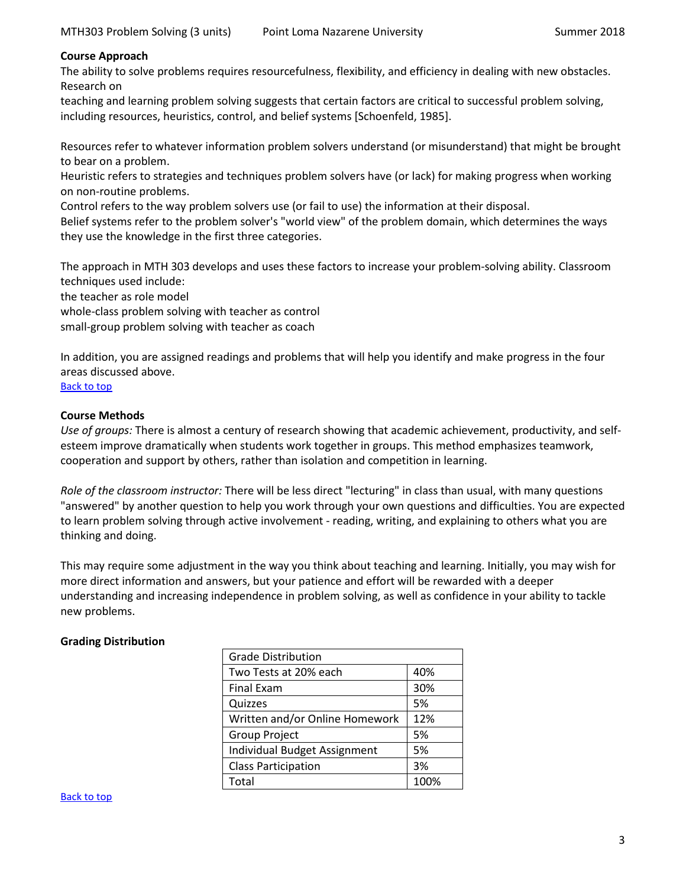**Course Approach**

The ability to solve problems requires resourcefulness, flexibility, and efficiency in dealing with new obstacles. Research on teaching and learning problem solving suggests that certain factors are critical to successful problem solving, including resources, heuristics, control, and belief systems [Schoenfeld, 1985].

Resources refer to whatever information problem solvers understand (or misunderstand) that might be brought to bear on a problem.
Heuristic refers to strategies and techniques problem solvers have (or lack) for making progress when working on non-routine problems.
Control refers to the way problem solvers use (or fail to use) the information at their disposal.
Belief systems refer to the problem solver's "world view" of the problem domain, which determines the ways they use the knowledge in the first three categories.

The approach in MTH 303 develops and uses these factors to increase your problem-solving ability. Classroom techniques used include:
the teacher as role model
whole-class problem solving with teacher as control
small-group problem solving with teacher as coach

In addition, you are assigned readings and problems that will help you identify and make progress in the four areas discussed above.
Back to top

**Course Methods**

*Use of groups:* There is almost a century of research showing that academic achievement, productivity, and self-esteem improve dramatically when students work together in groups. This method emphasizes teamwork, cooperation and support by others, rather than isolation and competition in learning.

*Role of the classroom instructor:* There will be less direct "lecturing" in class than usual, with many questions "answered" by another question to help you work through your own questions and difficulties. You are expected to learn problem solving through active involvement - reading, writing, and explaining to others what you are thinking and doing.

This may require some adjustment in the way you think about teaching and learning. Initially, you may wish for more direct information and answers, but your patience and effort will be rewarded with a deeper understanding and increasing independence in problem solving, as well as confidence in your ability to tackle new problems.

**Grading Distribution**

| Grade Distribution | |
|---|---|
| Two Tests at 20% each | 40% |
| Final Exam | 30% |
| Quizzes | 5% |
| Written and/or Online Homework | 12% |
| Group Project | 5% |
| Individual Budget Assignment | 5% |
| Class Participation | 3% |
| Total | 100% |

Back to top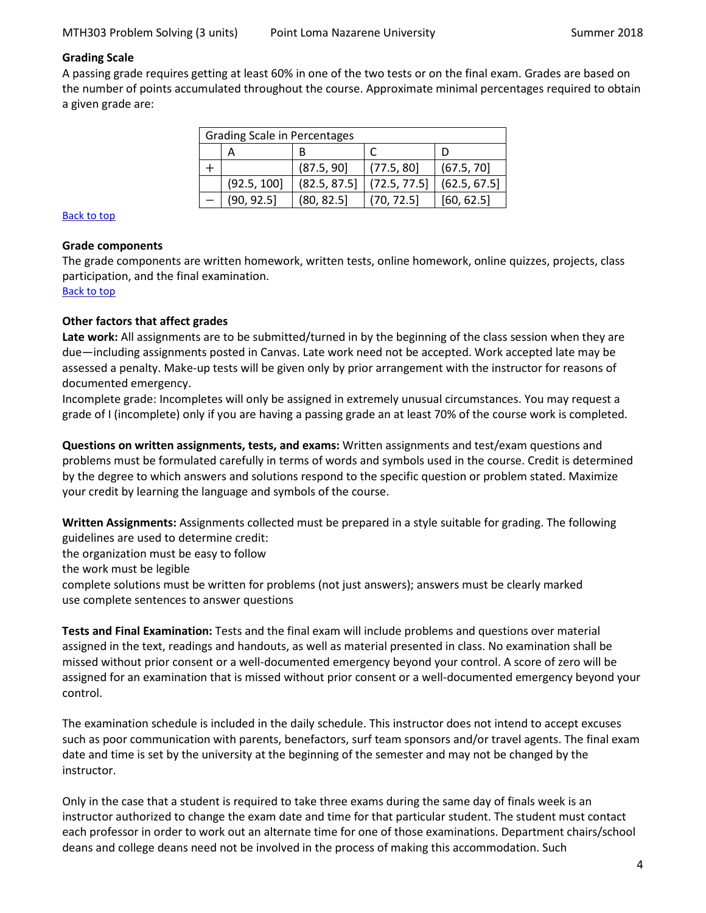### Grading Scale

A passing grade requires getting at least 60% in one of the two tests or on the final exam. Grades are based on the number of points accumulated throughout the course. Approximate minimal percentages required to obtain a given grade are:

| Grading Scale in Percentages | | | | |
|---|---|---|---|---|
| | A | B | C | D |
| + | | (87.5, 90] | (77.5, 80] | (67.5, 70] |
| | (92.5, 100] | (82.5, 87.5] | (72.5, 77.5] | (62.5, 67.5] |
| − | (90, 92.5] | (80, 82.5] | (70, 72.5] | [60, 62.5] |

Back to top

### Grade components

The grade components are written homework, written tests, online homework, online quizzes, projects, class participation, and the final examination.

Back to top

### Other factors that affect grades

**Late work:** All assignments are to be submitted/turned in by the beginning of the class session when they are due—including assignments posted in Canvas. Late work need not be accepted. Work accepted late may be assessed a penalty. Make-up tests will be given only by prior arrangement with the instructor for reasons of documented emergency.

Incomplete grade: Incompletes will only be assigned in extremely unusual circumstances. You may request a grade of I (incomplete) only if you are having a passing grade an at least 70% of the course work is completed.

**Questions on written assignments, tests, and exams:** Written assignments and test/exam questions and problems must be formulated carefully in terms of words and symbols used in the course. Credit is determined by the degree to which answers and solutions respond to the specific question or problem stated. Maximize your credit by learning the language and symbols of the course.

**Written Assignments:** Assignments collected must be prepared in a style suitable for grading. The following guidelines are used to determine credit:

the organization must be easy to follow

the work must be legible

complete solutions must be written for problems (not just answers); answers must be clearly marked

use complete sentences to answer questions

**Tests and Final Examination:** Tests and the final exam will include problems and questions over material assigned in the text, readings and handouts, as well as material presented in class. No examination shall be missed without prior consent or a well-documented emergency beyond your control. A score of zero will be assigned for an examination that is missed without prior consent or a well-documented emergency beyond your control.

The examination schedule is included in the daily schedule. This instructor does not intend to accept excuses such as poor communication with parents, benefactors, surf team sponsors and/or travel agents. The final exam date and time is set by the university at the beginning of the semester and may not be changed by the instructor.

Only in the case that a student is required to take three exams during the same day of finals week is an instructor authorized to change the exam date and time for that particular student. The student must contact each professor in order to work out an alternate time for one of those examinations. Department chairs/school deans and college deans need not be involved in the process of making this accommodation. Such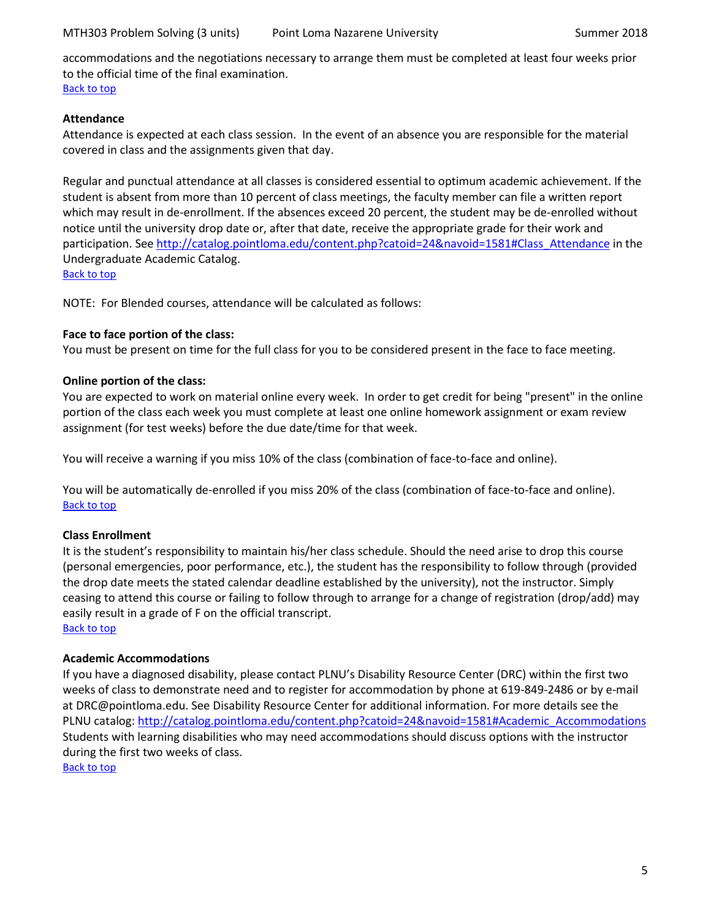accommodations and the negotiations necessary to arrange them must be completed at least four weeks prior to the official time of the final examination.
[Back to top]

**Attendance**
Attendance is expected at each class session. In the event of an absence you are responsible for the material covered in class and the assignments given that day.

Regular and punctual attendance at all classes is considered essential to optimum academic achievement. If the student is absent from more than 10 percent of class meetings, the faculty member can file a written report which may result in de-enrollment. If the absences exceed 20 percent, the student may be de-enrolled without notice until the university drop date or, after that date, receive the appropriate grade for their work and participation. See http://catalog.pointloma.edu/content.php?catoid=24&navoid=1581#Class_Attendance in the Undergraduate Academic Catalog.
[Back to top]

NOTE: For Blended courses, attendance will be calculated as follows:

**Face to face portion of the class:**
You must be present on time for the full class for you to be considered present in the face to face meeting.

**Online portion of the class:**
You are expected to work on material online every week. In order to get credit for being "present" in the online portion of the class each week you must complete at least one online homework assignment or exam review assignment (for test weeks) before the due date/time for that week.

You will receive a warning if you miss 10% of the class (combination of face-to-face and online).

You will be automatically de-enrolled if you miss 20% of the class (combination of face-to-face and online).
[Back to top]

**Class Enrollment**
It is the student's responsibility to maintain his/her class schedule. Should the need arise to drop this course (personal emergencies, poor performance, etc.), the student has the responsibility to follow through (provided the drop date meets the stated calendar deadline established by the university), not the instructor. Simply ceasing to attend this course or failing to follow through to arrange for a change of registration (drop/add) may easily result in a grade of F on the official transcript.
[Back to top]

**Academic Accommodations**
If you have a diagnosed disability, please contact PLNU's Disability Resource Center (DRC) within the first two weeks of class to demonstrate need and to register for accommodation by phone at 619-849-2486 or by e-mail at DRC@pointloma.edu. See Disability Resource Center for additional information. For more details see the PLNU catalog: http://catalog.pointloma.edu/content.php?catoid=24&navoid=1581#Academic_Accommodations Students with learning disabilities who may need accommodations should discuss options with the instructor during the first two weeks of class.
[Back to top]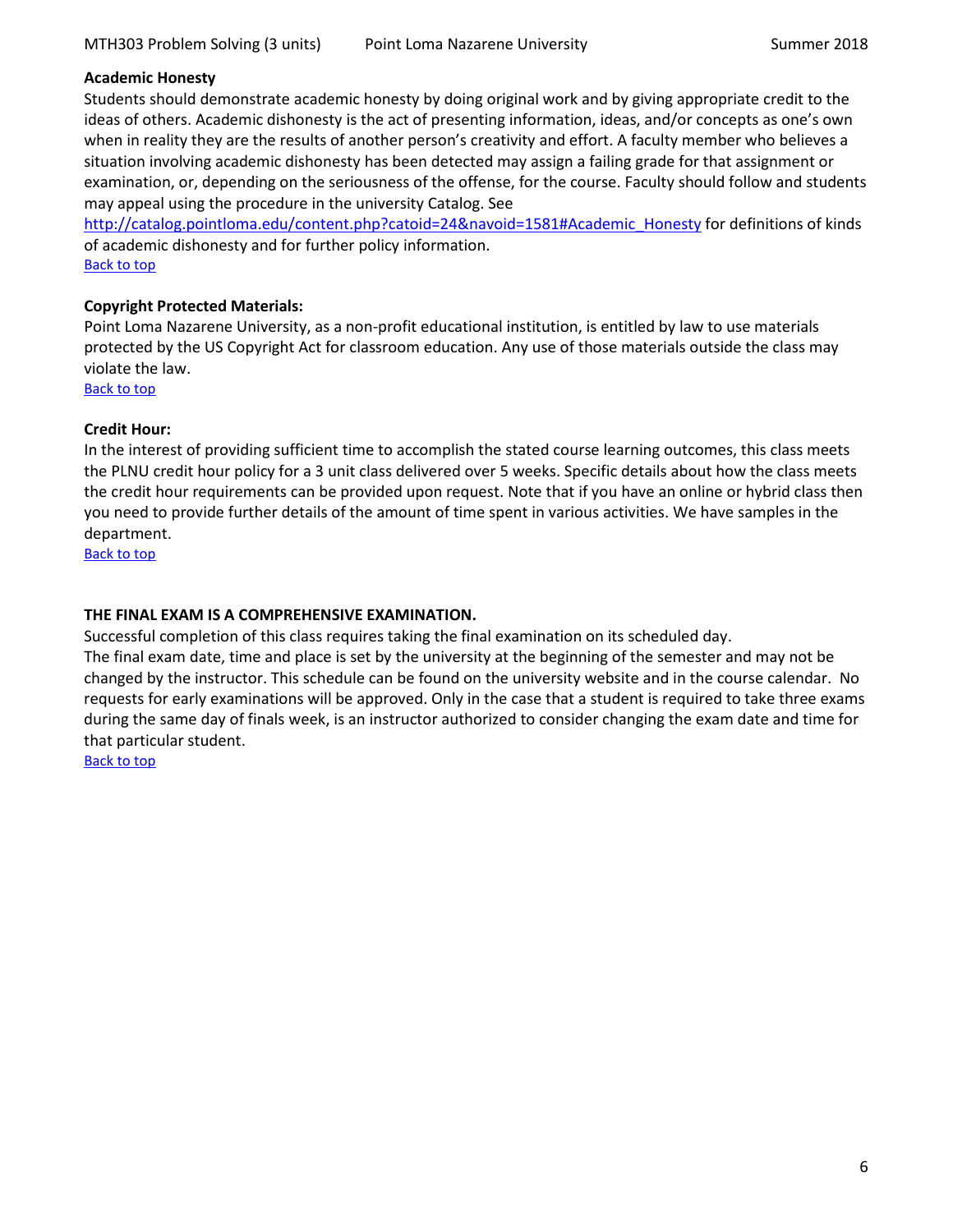**Academic Honesty**

Students should demonstrate academic honesty by doing original work and by giving appropriate credit to the ideas of others. Academic dishonesty is the act of presenting information, ideas, and/or concepts as one's own when in reality they are the results of another person's creativity and effort. A faculty member who believes a situation involving academic dishonesty has been detected may assign a failing grade for that assignment or examination, or, depending on the seriousness of the offense, for the course. Faculty should follow and students may appeal using the procedure in the university Catalog. See http://catalog.pointloma.edu/content.php?catoid=24&navoid=1581#Academic_Honesty for definitions of kinds of academic dishonesty and for further policy information.

Back to top

**Copyright Protected Materials:**

Point Loma Nazarene University, as a non-profit educational institution, is entitled by law to use materials protected by the US Copyright Act for classroom education. Any use of those materials outside the class may violate the law.

Back to top

**Credit Hour:**

In the interest of providing sufficient time to accomplish the stated course learning outcomes, this class meets the PLNU credit hour policy for a 3 unit class delivered over 5 weeks. Specific details about how the class meets the credit hour requirements can be provided upon request. Note that if you have an online or hybrid class then you need to provide further details of the amount of time spent in various activities. We have samples in the department.

Back to top

**THE FINAL EXAM IS A COMPREHENSIVE EXAMINATION.**

Successful completion of this class requires taking the final examination on its scheduled day.
The final exam date, time and place is set by the university at the beginning of the semester and may not be changed by the instructor. This schedule can be found on the university website and in the course calendar. No requests for early examinations will be approved. Only in the case that a student is required to take three exams during the same day of finals week, is an instructor authorized to consider changing the exam date and time for that particular student.

Back to top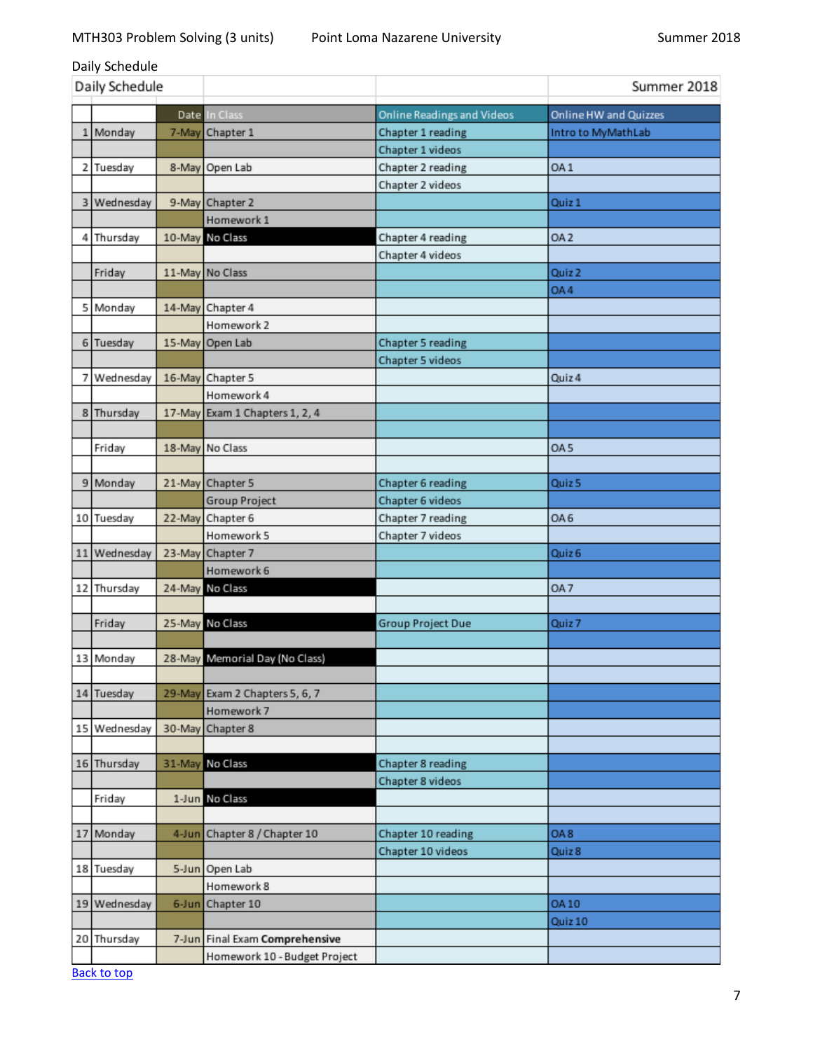Daily Schedule

| | | | | | |
|---|---|---|---|---|---|
| Daily Schedule | | | | | Summer 2018 |
| | | Date | In Class | Online Readings and Videos | Online HW and Quizzes |
| 1 | Monday | 7-May | Chapter 1 | Chapter 1 reading | Intro to MyMathLab |
| | | | | Chapter 1 videos | |
| 2 | Tuesday | 8-May | Open Lab | Chapter 2 reading | OA 1 |
| | | | | Chapter 2 videos | |
| 3 | Wednesday | 9-May | Chapter 2 | | Quiz 1 |
| | | | Homework 1 | | |
| 4 | Thursday | 10-May | No Class | Chapter 4 reading | OA 2 |
| | | | | Chapter 4 videos | |
| | Friday | 11-May | No Class | | Quiz 2 |
| | | | | | OA 4 |
| 5 | Monday | 14-May | Chapter 4 | | |
| | | | Homework 2 | | |
| 6 | Tuesday | 15-May | Open Lab | Chapter 5 reading | |
| | | | | Chapter 5 videos | |
| 7 | Wednesday | 16-May | Chapter 5 | | Quiz 4 |
| | | | Homework 4 | | |
| 8 | Thursday | 17-May | Exam 1 Chapters 1, 2, 4 | | |
| | | | | | |
| | Friday | 18-May | No Class | | OA 5 |
| | | | | | |
| 9 | Monday | 21-May | Chapter 5 | Chapter 6 reading | Quiz 5 |
| | | | Group Project | Chapter 6 videos | |
| 10 | Tuesday | 22-May | Chapter 6 | Chapter 7 reading | OA 6 |
| | | | Homework 5 | Chapter 7 videos | |
| 11 | Wednesday | 23-May | Chapter 7 | | Quiz 6 |
| | | | Homework 6 | | |
| 12 | Thursday | 24-May | No Class | | OA 7 |
| | | | | | |
| | Friday | 25-May | No Class | Group Project Due | Quiz 7 |
| | | | | | |
| 13 | Monday | 28-May | Memorial Day (No Class) | | |
| | | | | | |
| 14 | Tuesday | 29-May | Exam 2 Chapters 5, 6, 7 | | |
| | | | Homework 7 | | |
| 15 | Wednesday | 30-May | Chapter 8 | | |
| | | | | | |
| 16 | Thursday | 31-May | No Class | Chapter 8 reading | |
| | | | | Chapter 8 videos | |
| | Friday | 1-Jun | No Class | | |
| | | | | | |
| 17 | Monday | 4-Jun | Chapter 8 / Chapter 10 | Chapter 10 reading | OA 8 |
| | | | | Chapter 10 videos | Quiz 8 |
| 18 | Tuesday | 5-Jun | Open Lab | | |
| | | | Homework 8 | | |
| 19 | Wednesday | 6-Jun | Chapter 10 | | OA 10 |
| | | | | | Quiz 10 |
| 20 | Thursday | 7-Jun | Final Exam **Comprehensive** | | |
| | | | Homework 10 - Budget Project | | |

Back to top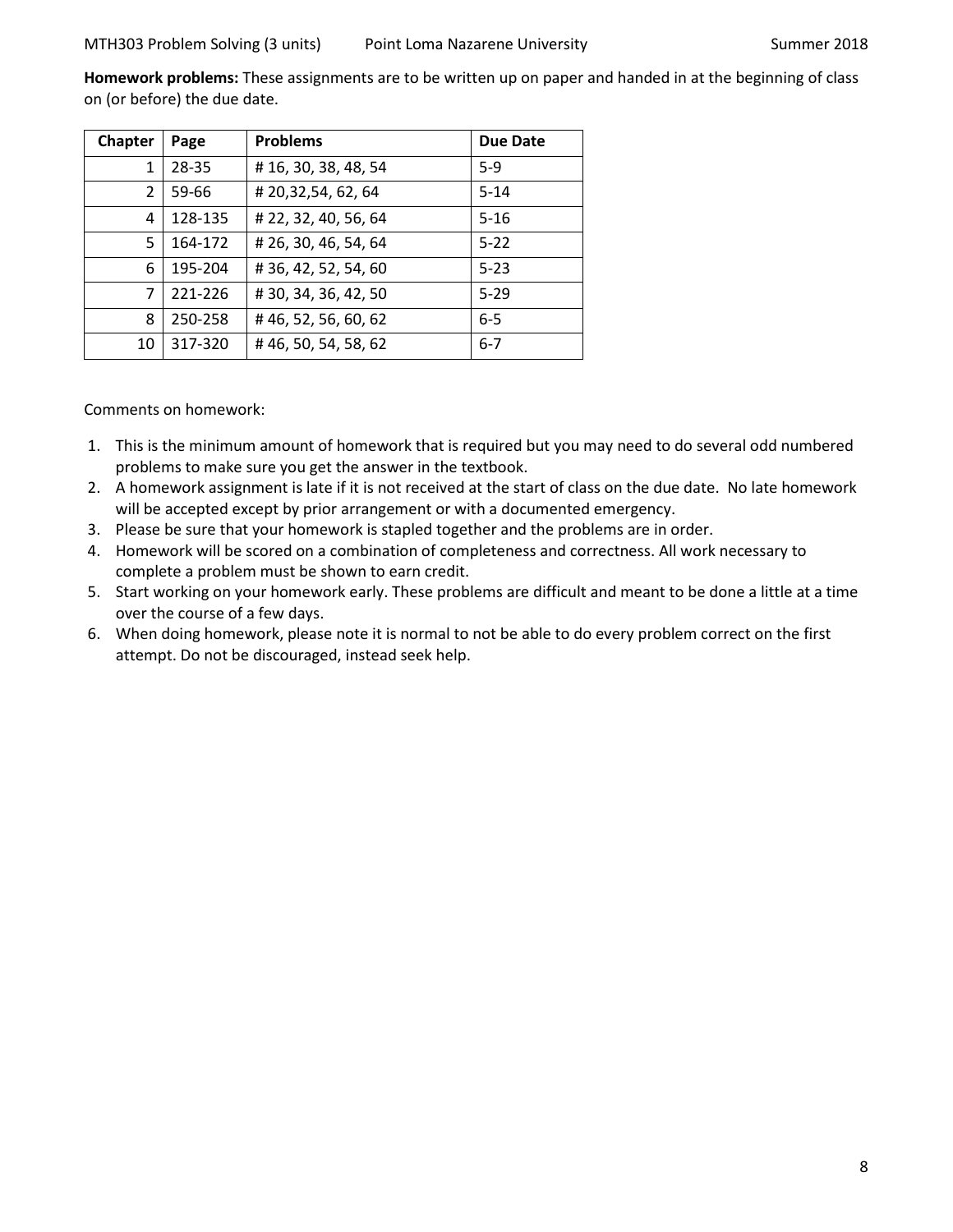**Homework problems:** These assignments are to be written up on paper and handed in at the beginning of class on (or before) the due date.

| Chapter | Page | Problems | Due Date |
|---|---|---|---|
| 1 | 28-35 | # 16, 30, 38, 48, 54 | 5-9 |
| 2 | 59-66 | # 20,32,54, 62, 64 | 5-14 |
| 4 | 128-135 | # 22, 32, 40, 56, 64 | 5-16 |
| 5 | 164-172 | # 26, 30, 46, 54, 64 | 5-22 |
| 6 | 195-204 | # 36, 42, 52, 54, 60 | 5-23 |
| 7 | 221-226 | # 30, 34, 36, 42, 50 | 5-29 |
| 8 | 250-258 | # 46, 52, 56, 60, 62 | 6-5 |
| 10 | 317-320 | # 46, 50, 54, 58, 62 | 6-7 |

Comments on homework:

1. This is the minimum amount of homework that is required but you may need to do several odd numbered problems to make sure you get the answer in the textbook.
2. A homework assignment is late if it is not received at the start of class on the due date. No late homework will be accepted except by prior arrangement or with a documented emergency.
3. Please be sure that your homework is stapled together and the problems are in order.
4. Homework will be scored on a combination of completeness and correctness. All work necessary to complete a problem must be shown to earn credit.
5. Start working on your homework early. These problems are difficult and meant to be done a little at a time over the course of a few days.
6. When doing homework, please note it is normal to not be able to do every problem correct on the first attempt. Do not be discouraged, instead seek help.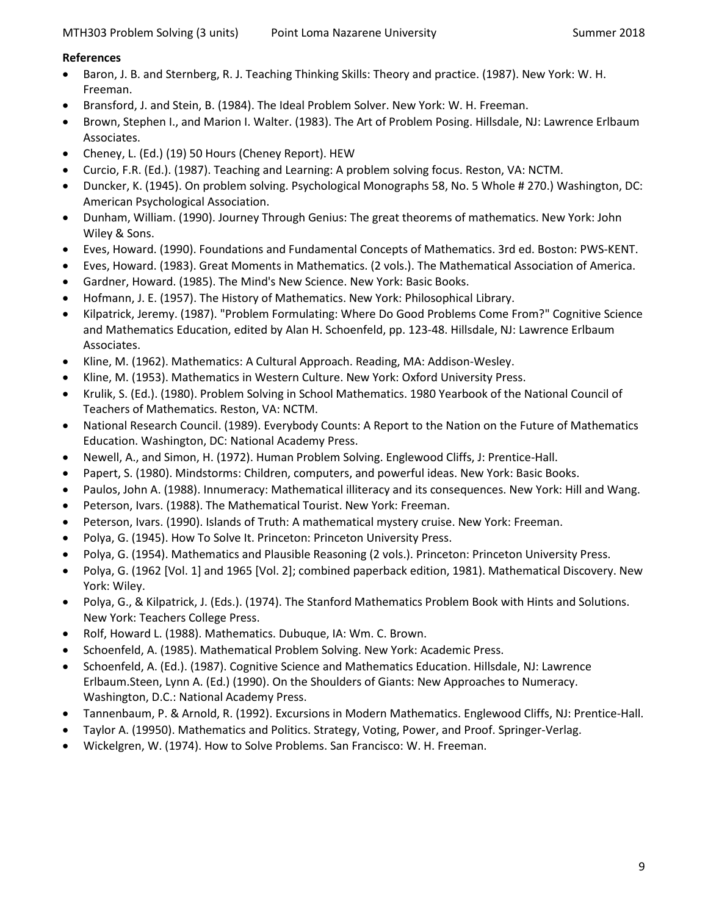**References**

- Baron, J. B. and Sternberg, R. J. Teaching Thinking Skills: Theory and practice. (1987). New York: W. H. Freeman.
- Bransford, J. and Stein, B. (1984). The Ideal Problem Solver. New York: W. H. Freeman.
- Brown, Stephen I., and Marion I. Walter. (1983). The Art of Problem Posing. Hillsdale, NJ: Lawrence Erlbaum Associates.
- Cheney, L. (Ed.) (19) 50 Hours (Cheney Report). HEW
- Curcio, F.R. (Ed.). (1987). Teaching and Learning: A problem solving focus. Reston, VA: NCTM.
- Duncker, K. (1945). On problem solving. Psychological Monographs 58, No. 5 Whole # 270.) Washington, DC: American Psychological Association.
- Dunham, William. (1990). Journey Through Genius: The great theorems of mathematics. New York: John Wiley & Sons.
- Eves, Howard. (1990). Foundations and Fundamental Concepts of Mathematics. 3rd ed. Boston: PWS-KENT.
- Eves, Howard. (1983). Great Moments in Mathematics. (2 vols.). The Mathematical Association of America.
- Gardner, Howard. (1985). The Mind's New Science. New York: Basic Books.
- Hofmann, J. E. (1957). The History of Mathematics. New York: Philosophical Library.
- Kilpatrick, Jeremy. (1987). "Problem Formulating: Where Do Good Problems Come From?" Cognitive Science and Mathematics Education, edited by Alan H. Schoenfeld, pp. 123-48. Hillsdale, NJ: Lawrence Erlbaum Associates.
- Kline, M. (1962). Mathematics: A Cultural Approach. Reading, MA: Addison-Wesley.
- Kline, M. (1953). Mathematics in Western Culture. New York: Oxford University Press.
- Krulik, S. (Ed.). (1980). Problem Solving in School Mathematics. 1980 Yearbook of the National Council of Teachers of Mathematics. Reston, VA: NCTM.
- National Research Council. (1989). Everybody Counts: A Report to the Nation on the Future of Mathematics Education. Washington, DC: National Academy Press.
- Newell, A., and Simon, H. (1972). Human Problem Solving. Englewood Cliffs, J: Prentice-Hall.
- Papert, S. (1980). Mindstorms: Children, computers, and powerful ideas. New York: Basic Books.
- Paulos, John A. (1988). Innumeracy: Mathematical illiteracy and its consequences. New York: Hill and Wang.
- Peterson, Ivars. (1988). The Mathematical Tourist. New York: Freeman.
- Peterson, Ivars. (1990). Islands of Truth: A mathematical mystery cruise. New York: Freeman.
- Polya, G. (1945). How To Solve It. Princeton: Princeton University Press.
- Polya, G. (1954). Mathematics and Plausible Reasoning (2 vols.). Princeton: Princeton University Press.
- Polya, G. (1962 [Vol. 1] and 1965 [Vol. 2]; combined paperback edition, 1981). Mathematical Discovery. New York: Wiley.
- Polya, G., & Kilpatrick, J. (Eds.). (1974). The Stanford Mathematics Problem Book with Hints and Solutions. New York: Teachers College Press.
- Rolf, Howard L. (1988). Mathematics. Dubuque, IA: Wm. C. Brown.
- Schoenfeld, A. (1985). Mathematical Problem Solving. New York: Academic Press.
- Schoenfeld, A. (Ed.). (1987). Cognitive Science and Mathematics Education. Hillsdale, NJ: Lawrence Erlbaum.Steen, Lynn A. (Ed.) (1990). On the Shoulders of Giants: New Approaches to Numeracy. Washington, D.C.: National Academy Press.
- Tannenbaum, P. & Arnold, R. (1992). Excursions in Modern Mathematics. Englewood Cliffs, NJ: Prentice-Hall.
- Taylor A. (19950). Mathematics and Politics. Strategy, Voting, Power, and Proof. Springer-Verlag.
- Wickelgren, W. (1974). How to Solve Problems. San Francisco: W. H. Freeman.